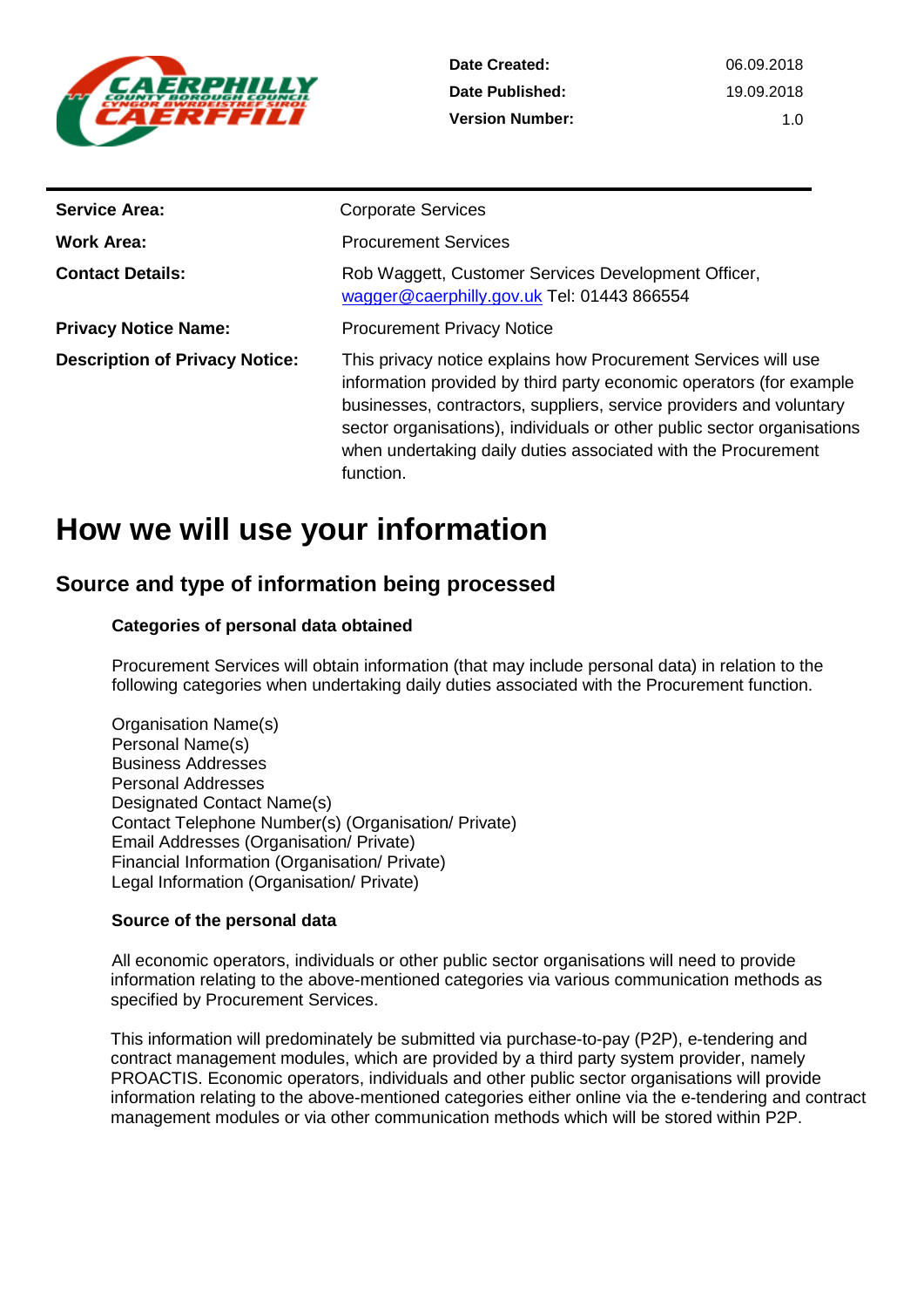| | |
|---|---|
| **Date Created:** | 06.09.2018 |
| **Date Published:** | 19.09.2018 |
| **Version Number:** | 1.0 |

| | |
|---|---|
| **Service Area:** | Corporate Services |
| **Work Area:** | Procurement Services |
| **Contact Details:** | Rob Waggett, Customer Services Development Officer, wagger@caerphilly.gov.uk Tel: 01443 866554 |
| **Privacy Notice Name:** | Procurement Privacy Notice |
| **Description of Privacy Notice:** | This privacy notice explains how Procurement Services will use information provided by third party economic operators (for example businesses, contractors, suppliers, service providers and voluntary sector organisations), individuals or other public sector organisations when undertaking daily duties associated with the Procurement function. |

# How we will use your information

## Source and type of information being processed

### Categories of personal data obtained

Procurement Services will obtain information (that may include personal data) in relation to the following categories when undertaking daily duties associated with the Procurement function.

Organisation Name(s)
Personal Name(s)
Business Addresses
Personal Addresses
Designated Contact Name(s)
Contact Telephone Number(s) (Organisation/ Private)
Email Addresses (Organisation/ Private)
Financial Information (Organisation/ Private)
Legal Information (Organisation/ Private)

### Source of the personal data

All economic operators, individuals or other public sector organisations will need to provide information relating to the above-mentioned categories via various communication methods as specified by Procurement Services.

This information will predominately be submitted via purchase-to-pay (P2P), e-tendering and contract management modules, which are provided by a third party system provider, namely PROACTIS. Economic operators, individuals and other public sector organisations will provide information relating to the above-mentioned categories either online via the e-tendering and contract management modules or via other communication methods which will be stored within P2P.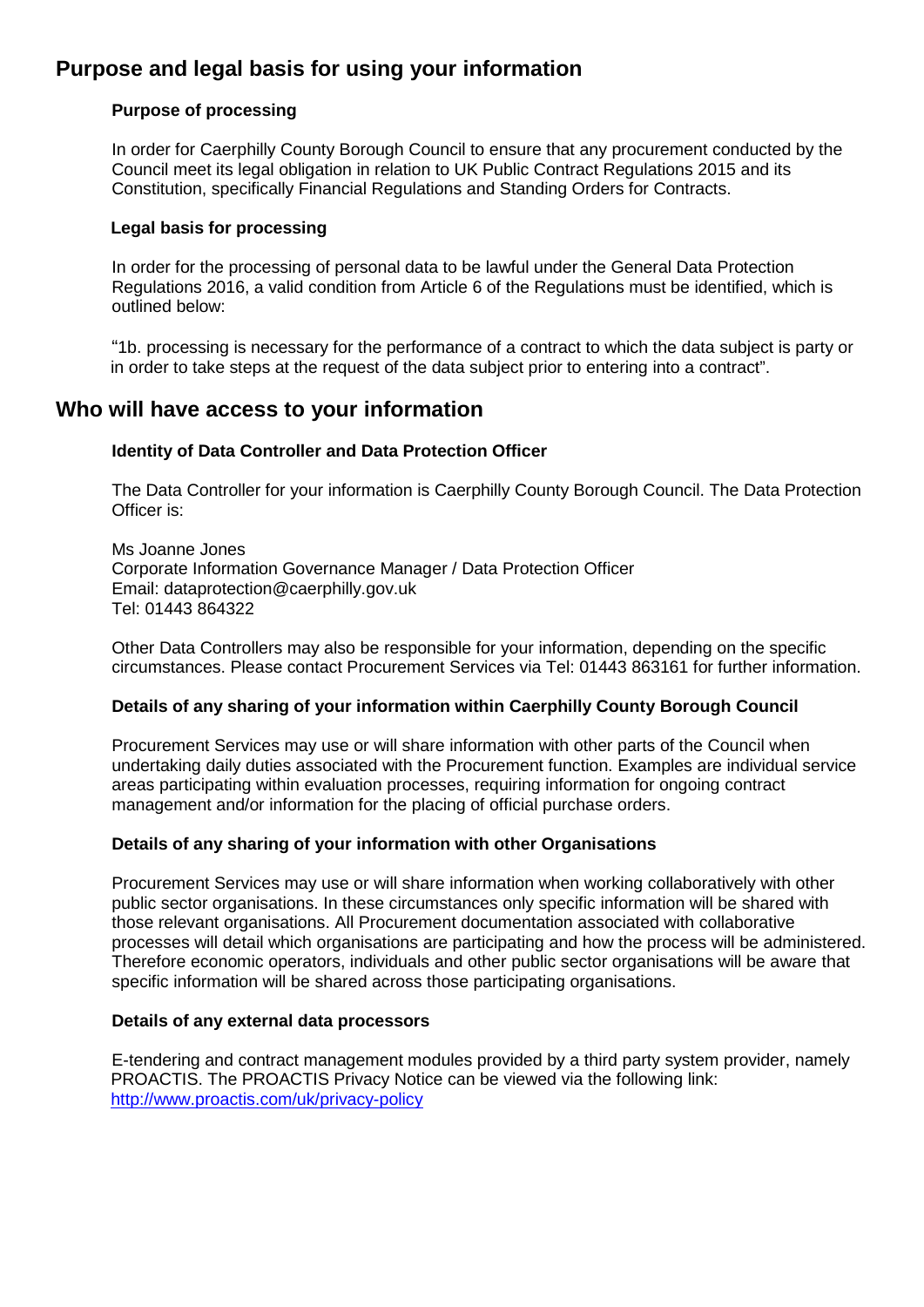## Purpose and legal basis for using your information

### Purpose of processing

In order for Caerphilly County Borough Council to ensure that any procurement conducted by the Council meet its legal obligation in relation to UK Public Contract Regulations 2015 and its Constitution, specifically Financial Regulations and Standing Orders for Contracts.

### Legal basis for processing

In order for the processing of personal data to be lawful under the General Data Protection Regulations 2016, a valid condition from Article 6 of the Regulations must be identified, which is outlined below:

"1b. processing is necessary for the performance of a contract to which the data subject is party or in order to take steps at the request of the data subject prior to entering into a contract".

## Who will have access to your information

### Identity of Data Controller and Data Protection Officer

The Data Controller for your information is Caerphilly County Borough Council. The Data Protection Officer is:

Ms Joanne Jones
Corporate Information Governance Manager / Data Protection Officer
Email: dataprotection@caerphilly.gov.uk
Tel: 01443 864322

Other Data Controllers may also be responsible for your information, depending on the specific circumstances. Please contact Procurement Services via Tel: 01443 863161 for further information.

### Details of any sharing of your information within Caerphilly County Borough Council

Procurement Services may use or will share information with other parts of the Council when undertaking daily duties associated with the Procurement function. Examples are individual service areas participating within evaluation processes, requiring information for ongoing contract management and/or information for the placing of official purchase orders.

### Details of any sharing of your information with other Organisations

Procurement Services may use or will share information when working collaboratively with other public sector organisations. In these circumstances only specific information will be shared with those relevant organisations. All Procurement documentation associated with collaborative processes will detail which organisations are participating and how the process will be administered. Therefore economic operators, individuals and other public sector organisations will be aware that specific information will be shared across those participating organisations.

### Details of any external data processors

E-tendering and contract management modules provided by a third party system provider, namely PROACTIS. The PROACTIS Privacy Notice can be viewed via the following link: [http://www.proactis.com/uk/privacy-policy](http://www.proactis.com/uk/privacy-policy)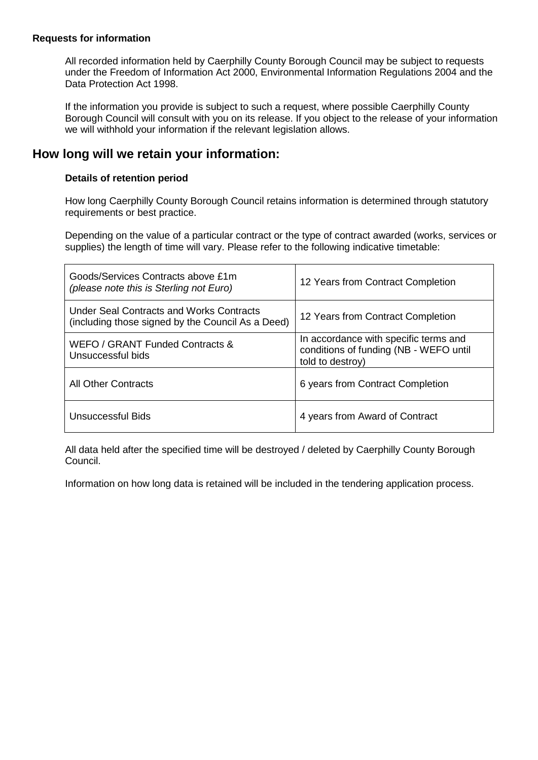**Requests for information**

All recorded information held by Caerphilly County Borough Council may be subject to requests under the Freedom of Information Act 2000, Environmental Information Regulations 2004 and the Data Protection Act 1998.

If the information you provide is subject to such a request, where possible Caerphilly County Borough Council will consult with you on its release. If you object to the release of your information we will withhold your information if the relevant legislation allows.

## How long will we retain your information:

**Details of retention period**

How long Caerphilly County Borough Council retains information is determined through statutory requirements or best practice.

Depending on the value of a particular contract or the type of contract awarded (works, services or supplies) the length of time will vary. Please refer to the following indicative timetable:

| | |
|---|---|
| Goods/Services Contracts above £1m *(please note this is Sterling not Euro)* | 12 Years from Contract Completion |
| Under Seal Contracts and Works Contracts (including those signed by the Council As a Deed) | 12 Years from Contract Completion |
| WEFO / GRANT Funded Contracts & Unsuccessful bids | In accordance with specific terms and conditions of funding (NB - WEFO until told to destroy) |
| All Other Contracts | 6 years from Contract Completion |
| Unsuccessful Bids | 4 years from Award of Contract |

All data held after the specified time will be destroyed / deleted by Caerphilly County Borough Council.

Information on how long data is retained will be included in the tendering application process.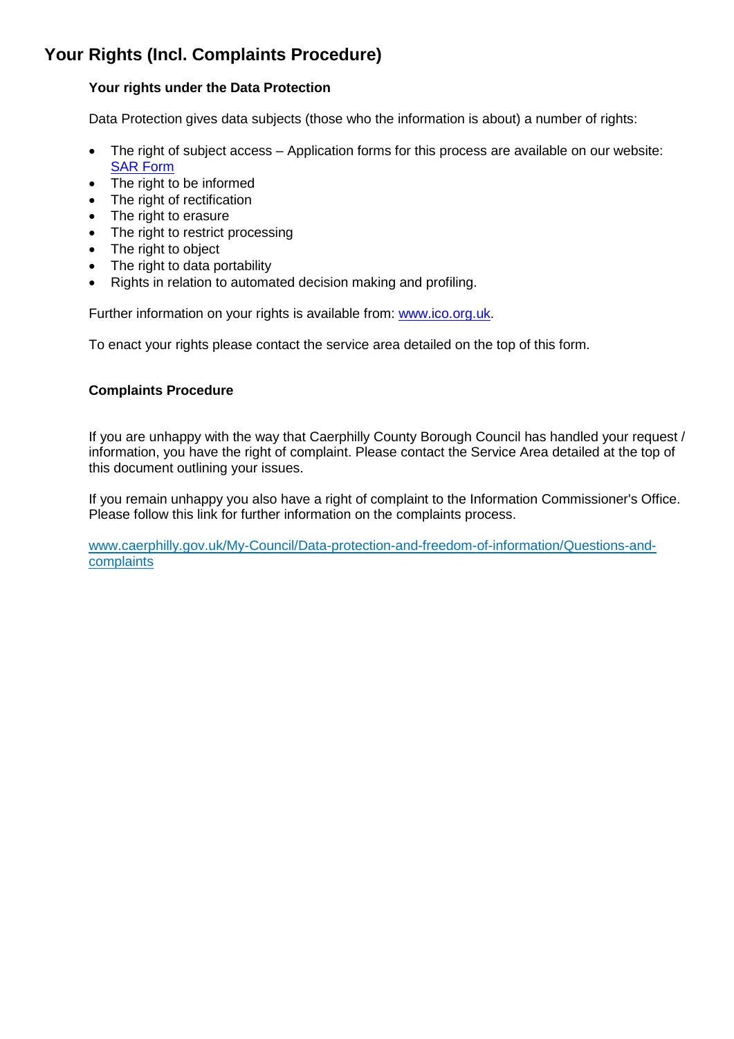# Your Rights (Incl. Complaints Procedure)

### Your rights under the Data Protection

Data Protection gives data subjects (those who the information is about) a number of rights:

- The right of subject access – Application forms for this process are available on our website: SAR Form
- The right to be informed
- The right of rectification
- The right to erasure
- The right to restrict processing
- The right to object
- The right to data portability
- Rights in relation to automated decision making and profiling.

Further information on your rights is available from: www.ico.org.uk.

To enact your rights please contact the service area detailed on the top of this form.

### Complaints Procedure

If you are unhappy with the way that Caerphilly County Borough Council has handled your request / information, you have the right of complaint. Please contact the Service Area detailed at the top of this document outlining your issues.

If you remain unhappy you also have a right of complaint to the Information Commissioner's Office. Please follow this link for further information on the complaints process.

www.caerphilly.gov.uk/My-Council/Data-protection-and-freedom-of-information/Questions-and-complaints